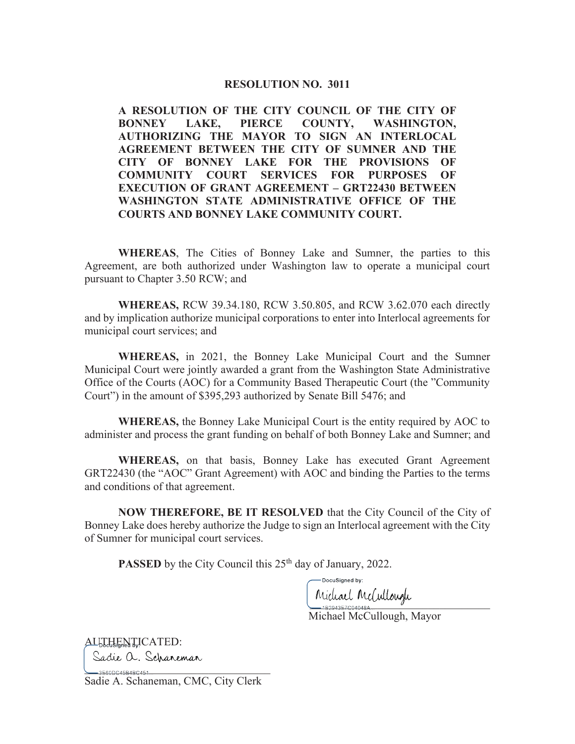# RESOLUTION NO. 3011

**A RESOLUTION OF THE CITY COUNCIL OF THE CITY OF BONNEY LAKE, PIERCE COUNTY, WASHINGTON, AUTHORIZING THE MAYOR TO SIGN AN INTERLOCAL AGREEMENT BETWEEN THE CITY OF SUMNER AND THE CITY OF BONNEY LAKE FOR THE PROVISIONS OF COMMUNITY COURT SERVICES FOR PURPOSES OF EXECUTION OF GRANT AGREEMENT – GRT22430 BETWEEN WASHINGTON STATE ADMINISTRATIVE OFFICE OF THE COURTS AND BONNEY LAKE COMMUNITY COURT.**

**WHEREAS**, The Cities of Bonney Lake and Sumner, the parties to this Agreement, are both authorized under Washington law to operate a municipal court pursuant to Chapter 3.50 RCW; and

**WHEREAS,** RCW 39.34.180, RCW 3.50.805, and RCW 3.62.070 each directly and by implication authorize municipal corporations to enter into Interlocal agreements for municipal court services; and

**WHEREAS,** in 2021, the Bonney Lake Municipal Court and the Sumner Municipal Court were jointly awarded a grant from the Washington State Administrative Office of the Courts (AOC) for a Community Based Therapeutic Court (the "Community Court") in the amount of $395,293 authorized by Senate Bill 5476; and

**WHEREAS,** the Bonney Lake Municipal Court is the entity required by AOC to administer and process the grant funding on behalf of both Bonney Lake and Sumner; and

**WHEREAS,** on that basis, Bonney Lake has executed Grant Agreement GRT22430 (the "AOC" Grant Agreement) with AOC and binding the Parties to the terms and conditions of that agreement.

**NOW THEREFORE, BE IT RESOLVED** that the City Council of the City of Bonney Lake does hereby authorize the Judge to sign an Interlocal agreement with the City of Sumner for municipal court services.

**PASSED** by the City Council this 25th day of January, 2022.

DocuSigned by:
Michael McCullough
1B2943E7C04048A...

Michael McCullough, Mayor

AUTHENTICATED:

DocuSigned by:
Sadie A. Schaneman
3E60DC45B4BC451...

Sadie A. Schaneman, CMC, City Clerk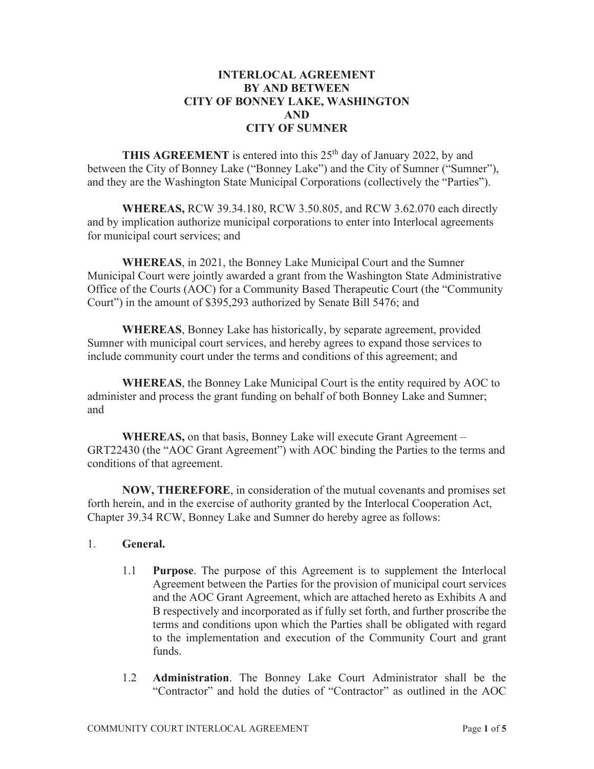# INTERLOCAL AGREEMENT
# BY AND BETWEEN
# CITY OF BONNEY LAKE, WASHINGTON
# AND
# CITY OF SUMNER

**THIS AGREEMENT** is entered into this 25th day of January 2022, by and between the City of Bonney Lake ("Bonney Lake") and the City of Sumner ("Sumner"), and they are the Washington State Municipal Corporations (collectively the "Parties").

**WHEREAS,** RCW 39.34.180, RCW 3.50.805, and RCW 3.62.070 each directly and by implication authorize municipal corporations to enter into Interlocal agreements for municipal court services; and

**WHEREAS**, in 2021, the Bonney Lake Municipal Court and the Sumner Municipal Court were jointly awarded a grant from the Washington State Administrative Office of the Courts (AOC) for a Community Based Therapeutic Court (the "Community Court") in the amount of $395,293 authorized by Senate Bill 5476; and

**WHEREAS**, Bonney Lake has historically, by separate agreement, provided Sumner with municipal court services, and hereby agrees to expand those services to include community court under the terms and conditions of this agreement; and

**WHEREAS**, the Bonney Lake Municipal Court is the entity required by AOC to administer and process the grant funding on behalf of both Bonney Lake and Sumner; and

**WHEREAS,** on that basis, Bonney Lake will execute Grant Agreement – GRT22430 (the "AOC Grant Agreement") with AOC binding the Parties to the terms and conditions of that agreement.

**NOW, THEREFORE**, in consideration of the mutual covenants and promises set forth herein, and in the exercise of authority granted by the Interlocal Cooperation Act, Chapter 39.34 RCW, Bonney Lake and Sumner do hereby agree as follows:

1. **General.**

   1.1 **Purpose**. The purpose of this Agreement is to supplement the Interlocal Agreement between the Parties for the provision of municipal court services and the AOC Grant Agreement, which are attached hereto as Exhibits A and B respectively and incorporated as if fully set forth, and further proscribe the terms and conditions upon which the Parties shall be obligated with regard to the implementation and execution of the Community Court and grant funds.

   1.2 **Administration**. The Bonney Lake Court Administrator shall be the "Contractor" and hold the duties of "Contractor" as outlined in the AOC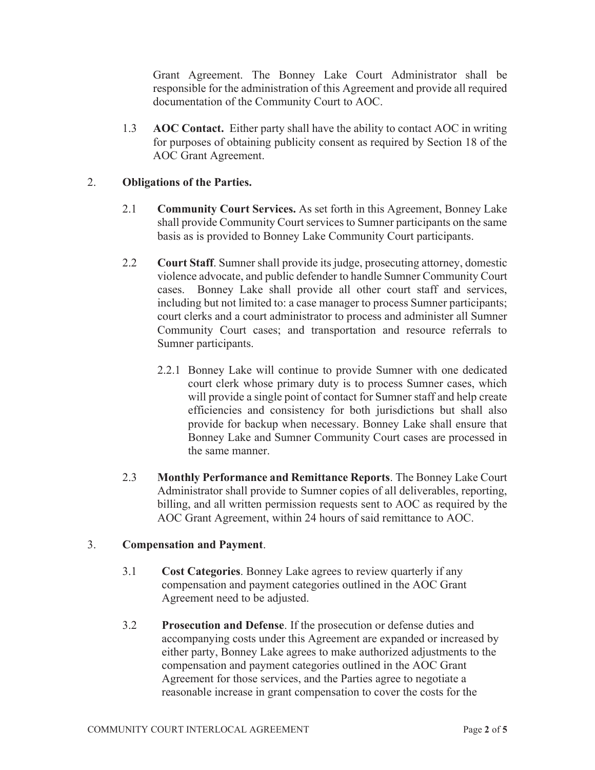Grant Agreement. The Bonney Lake Court Administrator shall be responsible for the administration of this Agreement and provide all required documentation of the Community Court to AOC.

1.3 **AOC Contact.** Either party shall have the ability to contact AOC in writing for purposes of obtaining publicity consent as required by Section 18 of the AOC Grant Agreement.

2. **Obligations of the Parties.**

2.1 **Community Court Services.** As set forth in this Agreement, Bonney Lake shall provide Community Court services to Sumner participants on the same basis as is provided to Bonney Lake Community Court participants.

2.2 **Court Staff**. Sumner shall provide its judge, prosecuting attorney, domestic violence advocate, and public defender to handle Sumner Community Court cases. Bonney Lake shall provide all other court staff and services, including but not limited to: a case manager to process Sumner participants; court clerks and a court administrator to process and administer all Sumner Community Court cases; and transportation and resource referrals to Sumner participants.

2.2.1 Bonney Lake will continue to provide Sumner with one dedicated court clerk whose primary duty is to process Sumner cases, which will provide a single point of contact for Sumner staff and help create efficiencies and consistency for both jurisdictions but shall also provide for backup when necessary. Bonney Lake shall ensure that Bonney Lake and Sumner Community Court cases are processed in the same manner.

2.3 **Monthly Performance and Remittance Reports**. The Bonney Lake Court Administrator shall provide to Sumner copies of all deliverables, reporting, billing, and all written permission requests sent to AOC as required by the AOC Grant Agreement, within 24 hours of said remittance to AOC.

3. **Compensation and Payment**.

3.1 **Cost Categories**. Bonney Lake agrees to review quarterly if any compensation and payment categories outlined in the AOC Grant Agreement need to be adjusted.

3.2 **Prosecution and Defense**. If the prosecution or defense duties and accompanying costs under this Agreement are expanded or increased by either party, Bonney Lake agrees to make authorized adjustments to the compensation and payment categories outlined in the AOC Grant Agreement for those services, and the Parties agree to negotiate a reasonable increase in grant compensation to cover the costs for the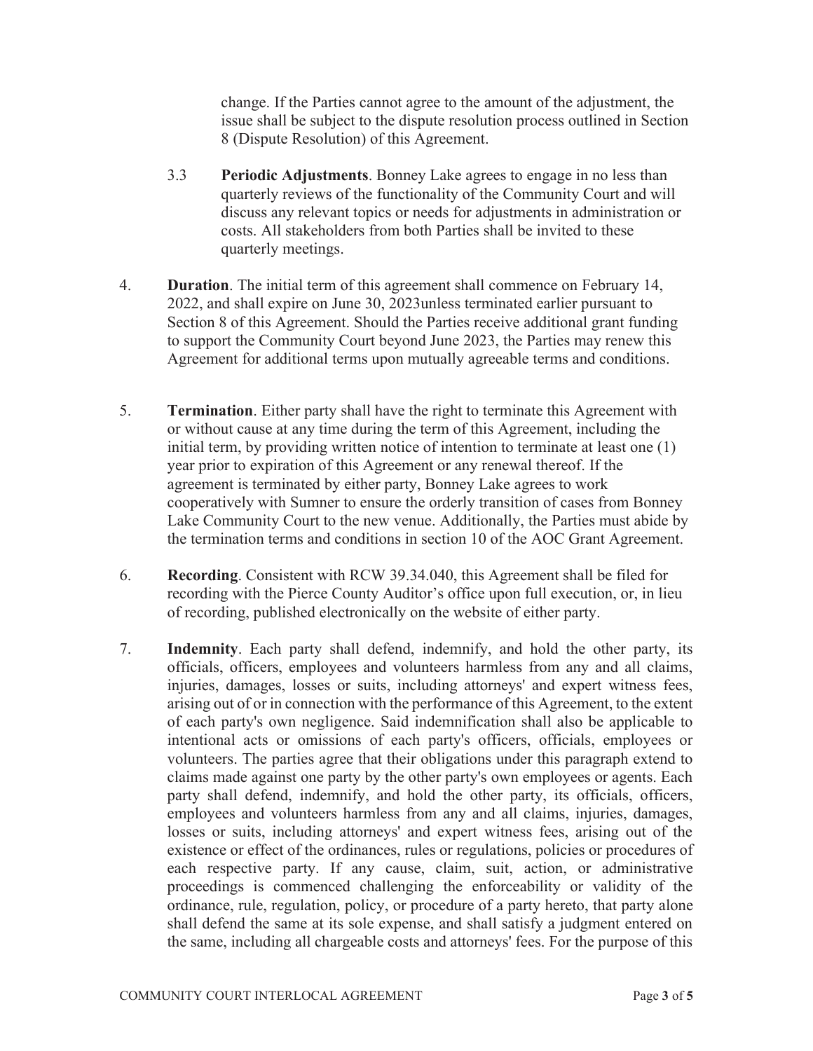change. If the Parties cannot agree to the amount of the adjustment, the issue shall be subject to the dispute resolution process outlined in Section 8 (Dispute Resolution) of this Agreement.

3.3 **Periodic Adjustments**. Bonney Lake agrees to engage in no less than quarterly reviews of the functionality of the Community Court and will discuss any relevant topics or needs for adjustments in administration or costs. All stakeholders from both Parties shall be invited to these quarterly meetings.

4. **Duration**. The initial term of this agreement shall commence on February 14, 2022, and shall expire on June 30, 2023unless terminated earlier pursuant to Section 8 of this Agreement. Should the Parties receive additional grant funding to support the Community Court beyond June 2023, the Parties may renew this Agreement for additional terms upon mutually agreeable terms and conditions.

5. **Termination**. Either party shall have the right to terminate this Agreement with or without cause at any time during the term of this Agreement, including the initial term, by providing written notice of intention to terminate at least one (1) year prior to expiration of this Agreement or any renewal thereof. If the agreement is terminated by either party, Bonney Lake agrees to work cooperatively with Sumner to ensure the orderly transition of cases from Bonney Lake Community Court to the new venue. Additionally, the Parties must abide by the termination terms and conditions in section 10 of the AOC Grant Agreement.

6. **Recording**. Consistent with RCW 39.34.040, this Agreement shall be filed for recording with the Pierce County Auditor's office upon full execution, or, in lieu of recording, published electronically on the website of either party.

7. **Indemnity**. Each party shall defend, indemnify, and hold the other party, its officials, officers, employees and volunteers harmless from any and all claims, injuries, damages, losses or suits, including attorneys' and expert witness fees, arising out of or in connection with the performance of this Agreement, to the extent of each party's own negligence. Said indemnification shall also be applicable to intentional acts or omissions of each party's officers, officials, employees or volunteers. The parties agree that their obligations under this paragraph extend to claims made against one party by the other party's own employees or agents. Each party shall defend, indemnify, and hold the other party, its officials, officers, employees and volunteers harmless from any and all claims, injuries, damages, losses or suits, including attorneys' and expert witness fees, arising out of the existence or effect of the ordinances, rules or regulations, policies or procedures of each respective party. If any cause, claim, suit, action, or administrative proceedings is commenced challenging the enforceability or validity of the ordinance, rule, regulation, policy, or procedure of a party hereto, that party alone shall defend the same at its sole expense, and shall satisfy a judgment entered on the same, including all chargeable costs and attorneys' fees. For the purpose of this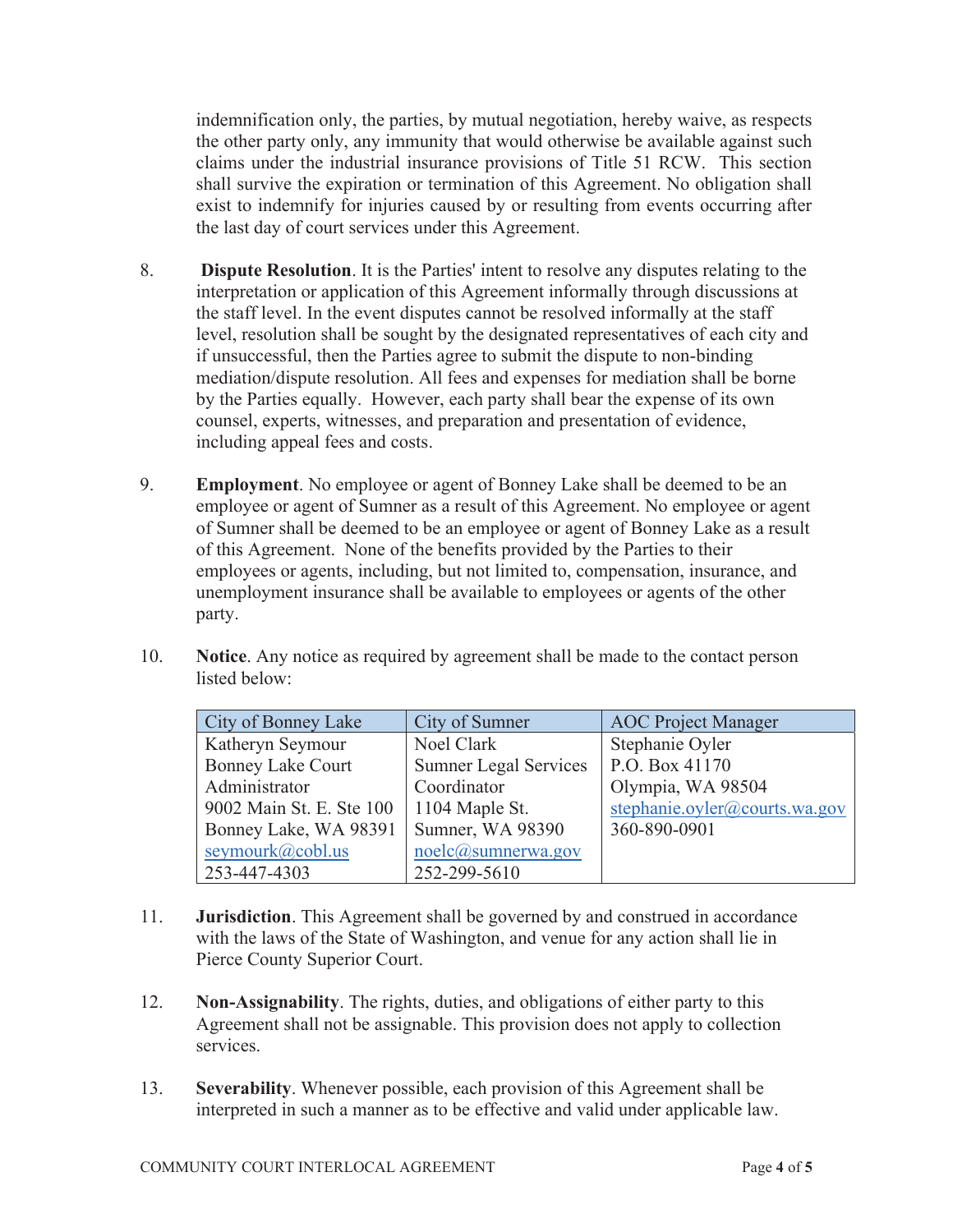indemnification only, the parties, by mutual negotiation, hereby waive, as respects the other party only, any immunity that would otherwise be available against such claims under the industrial insurance provisions of Title 51 RCW. This section shall survive the expiration or termination of this Agreement. No obligation shall exist to indemnify for injuries caused by or resulting from events occurring after the last day of court services under this Agreement.

8. **Dispute Resolution**. It is the Parties' intent to resolve any disputes relating to the interpretation or application of this Agreement informally through discussions at the staff level. In the event disputes cannot be resolved informally at the staff level, resolution shall be sought by the designated representatives of each city and if unsuccessful, then the Parties agree to submit the dispute to non-binding mediation/dispute resolution. All fees and expenses for mediation shall be borne by the Parties equally. However, each party shall bear the expense of its own counsel, experts, witnesses, and preparation and presentation of evidence, including appeal fees and costs.

9. **Employment**. No employee or agent of Bonney Lake shall be deemed to be an employee or agent of Sumner as a result of this Agreement. No employee or agent of Sumner shall be deemed to be an employee or agent of Bonney Lake as a result of this Agreement. None of the benefits provided by the Parties to their employees or agents, including, but not limited to, compensation, insurance, and unemployment insurance shall be available to employees or agents of the other party.

10. **Notice**. Any notice as required by agreement shall be made to the contact person listed below:

| City of Bonney Lake | City of Sumner | AOC Project Manager |
|---|---|---|
| Katheryn Seymour | Noel Clark | Stephanie Oyler |
| Bonney Lake Court | Sumner Legal Services | P.O. Box 41170 |
| Administrator | Coordinator | Olympia, WA 98504 |
| 9002 Main St. E. Ste 100 | 1104 Maple St. | stephanie.oyler@courts.wa.gov |
| Bonney Lake, WA 98391 | Sumner, WA 98390 | 360-890-0901 |
| seymourk@cobl.us | noelc@sumnerwa.gov | |
| 253-447-4303 | 252-299-5610 | |

11. **Jurisdiction**. This Agreement shall be governed by and construed in accordance with the laws of the State of Washington, and venue for any action shall lie in Pierce County Superior Court.

12. **Non-Assignability**. The rights, duties, and obligations of either party to this Agreement shall not be assignable. This provision does not apply to collection services.

13. **Severability**. Whenever possible, each provision of this Agreement shall be interpreted in such a manner as to be effective and valid under applicable law.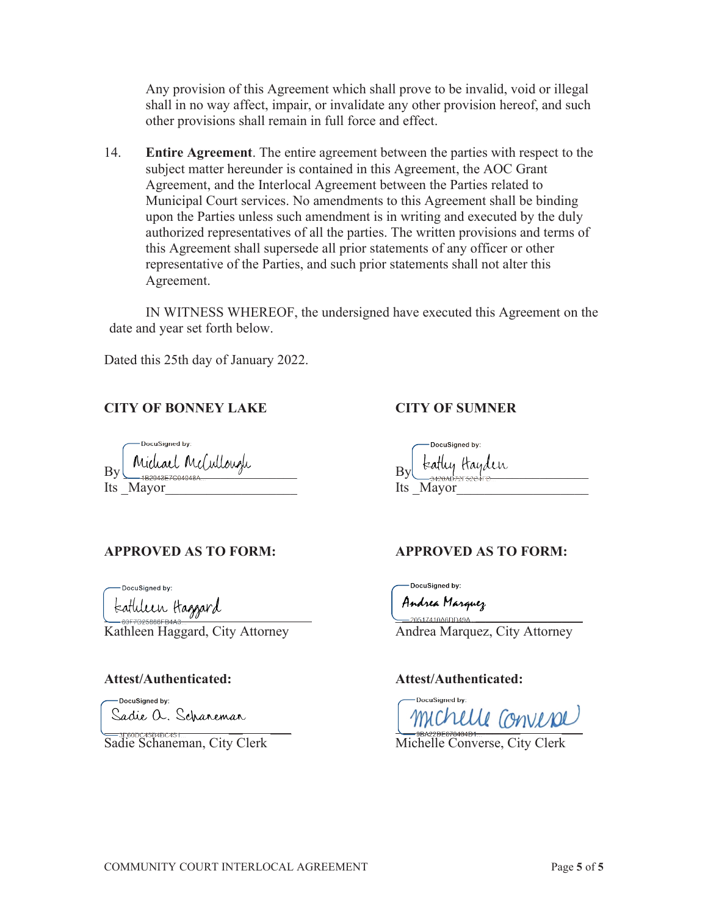Any provision of this Agreement which shall prove to be invalid, void or illegal shall in no way affect, impair, or invalidate any other provision hereof, and such other provisions shall remain in full force and effect.

14. **Entire Agreement**. The entire agreement between the parties with respect to the subject matter hereunder is contained in this Agreement, the AOC Grant Agreement, and the Interlocal Agreement between the Parties related to Municipal Court services. No amendments to this Agreement shall be binding upon the Parties unless such amendment is in writing and executed by the duly authorized representatives of all the parties. The written provisions and terms of this Agreement shall supersede all prior statements of any officer or other representative of the Parties, and such prior statements shall not alter this Agreement.

IN WITNESS WHEREOF, the undersigned have executed this Agreement on the date and year set forth below.

Dated this 25th day of January 2022.

**CITY OF BONNEY LAKE**

DocuSigned by:
By Michael McCullough
1B2943E7C04048A...
Its _Mayor___________________

**APPROVED AS TO FORM:**

DocuSigned by:
Kathleen Haggard
03F7C25886FB4A3...
Kathleen Haggard, City Attorney

**Attest/Authenticated:**

DocuSigned by:
Sadie A. Schaneman
3F60DC45D4BC451...
Sadie Schaneman, City Clerk

**CITY OF SUMNER**

DocuSigned by:
By Kathy Hayden
3420AB72F52C4FC...
Its _Mayor___________________

**APPROVED AS TO FORM:**

DocuSigned by:
Andrea Marquez
2051741DA6DD49A...
Andrea Marquez, City Attorney

**Attest/Authenticated:**

DocuSigned by:
Michelle Converse
8BA22DE67040 4D1...
Michelle Converse, City Clerk